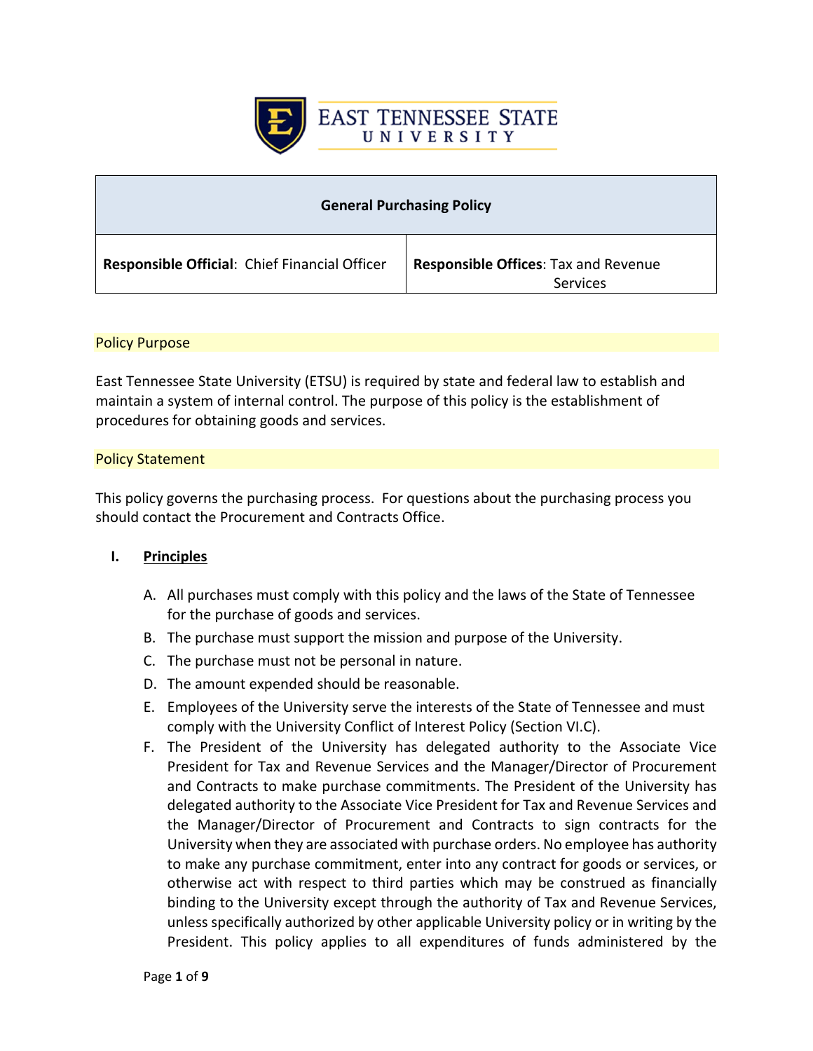**EAST TENNESSEE STATE UNIVERSITY**

| General Purchasing Policy | |
|---|---|
| **Responsible Official**: Chief Financial Officer | **Responsible Offices**: Tax and Revenue Services |

## Policy Purpose

East Tennessee State University (ETSU) is required by state and federal law to establish and maintain a system of internal control. The purpose of this policy is the establishment of procedures for obtaining goods and services.

## Policy Statement

This policy governs the purchasing process. For questions about the purchasing process you should contact the Procurement and Contracts Office.

### I. Principles

A. All purchases must comply with this policy and the laws of the State of Tennessee for the purchase of goods and services.

B. The purchase must support the mission and purpose of the University.

C. The purchase must not be personal in nature.

D. The amount expended should be reasonable.

E. Employees of the University serve the interests of the State of Tennessee and must comply with the University Conflict of Interest Policy (Section VI.C).

F. The President of the University has delegated authority to the Associate Vice President for Tax and Revenue Services and the Manager/Director of Procurement and Contracts to make purchase commitments. The President of the University has delegated authority to the Associate Vice President for Tax and Revenue Services and the Manager/Director of Procurement and Contracts to sign contracts for the University when they are associated with purchase orders. No employee has authority to make any purchase commitment, enter into any contract for goods or services, or otherwise act with respect to third parties which may be construed as financially binding to the University except through the authority of Tax and Revenue Services, unless specifically authorized by other applicable University policy or in writing by the President. This policy applies to all expenditures of funds administered by the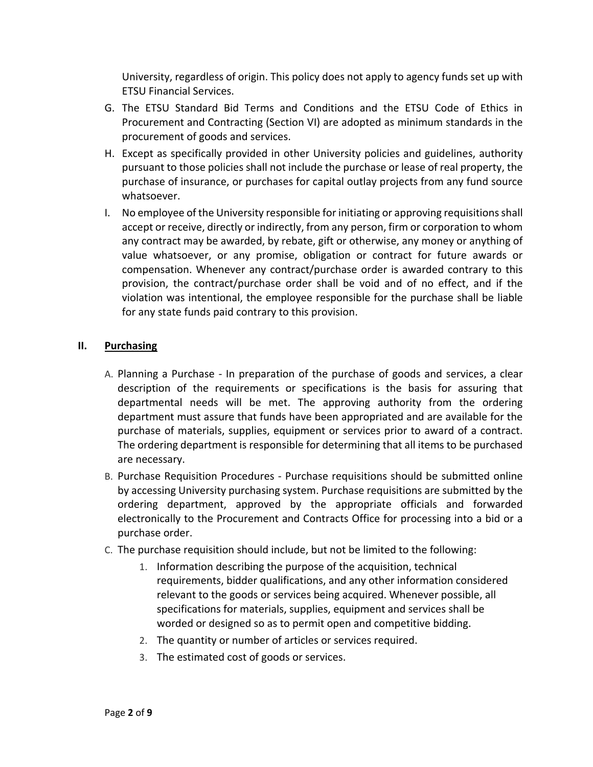University, regardless of origin. This policy does not apply to agency funds set up with ETSU Financial Services.

G. The ETSU Standard Bid Terms and Conditions and the ETSU Code of Ethics in Procurement and Contracting (Section VI) are adopted as minimum standards in the procurement of goods and services.

H. Except as specifically provided in other University policies and guidelines, authority pursuant to those policies shall not include the purchase or lease of real property, the purchase of insurance, or purchases for capital outlay projects from any fund source whatsoever.

I. No employee of the University responsible for initiating or approving requisitions shall accept or receive, directly or indirectly, from any person, firm or corporation to whom any contract may be awarded, by rebate, gift or otherwise, any money or anything of value whatsoever, or any promise, obligation or contract for future awards or compensation. Whenever any contract/purchase order is awarded contrary to this provision, the contract/purchase order shall be void and of no effect, and if the violation was intentional, the employee responsible for the purchase shall be liable for any state funds paid contrary to this provision.

## II. Purchasing

A. Planning a Purchase - In preparation of the purchase of goods and services, a clear description of the requirements or specifications is the basis for assuring that departmental needs will be met. The approving authority from the ordering department must assure that funds have been appropriated and are available for the purchase of materials, supplies, equipment or services prior to award of a contract. The ordering department is responsible for determining that all items to be purchased are necessary.

B. Purchase Requisition Procedures - Purchase requisitions should be submitted online by accessing University purchasing system. Purchase requisitions are submitted by the ordering department, approved by the appropriate officials and forwarded electronically to the Procurement and Contracts Office for processing into a bid or a purchase order.

C. The purchase requisition should include, but not be limited to the following:

   1. Information describing the purpose of the acquisition, technical requirements, bidder qualifications, and any other information considered relevant to the goods or services being acquired. Whenever possible, all specifications for materials, supplies, equipment and services shall be worded or designed so as to permit open and competitive bidding.
   2. The quantity or number of articles or services required.
   3. The estimated cost of goods or services.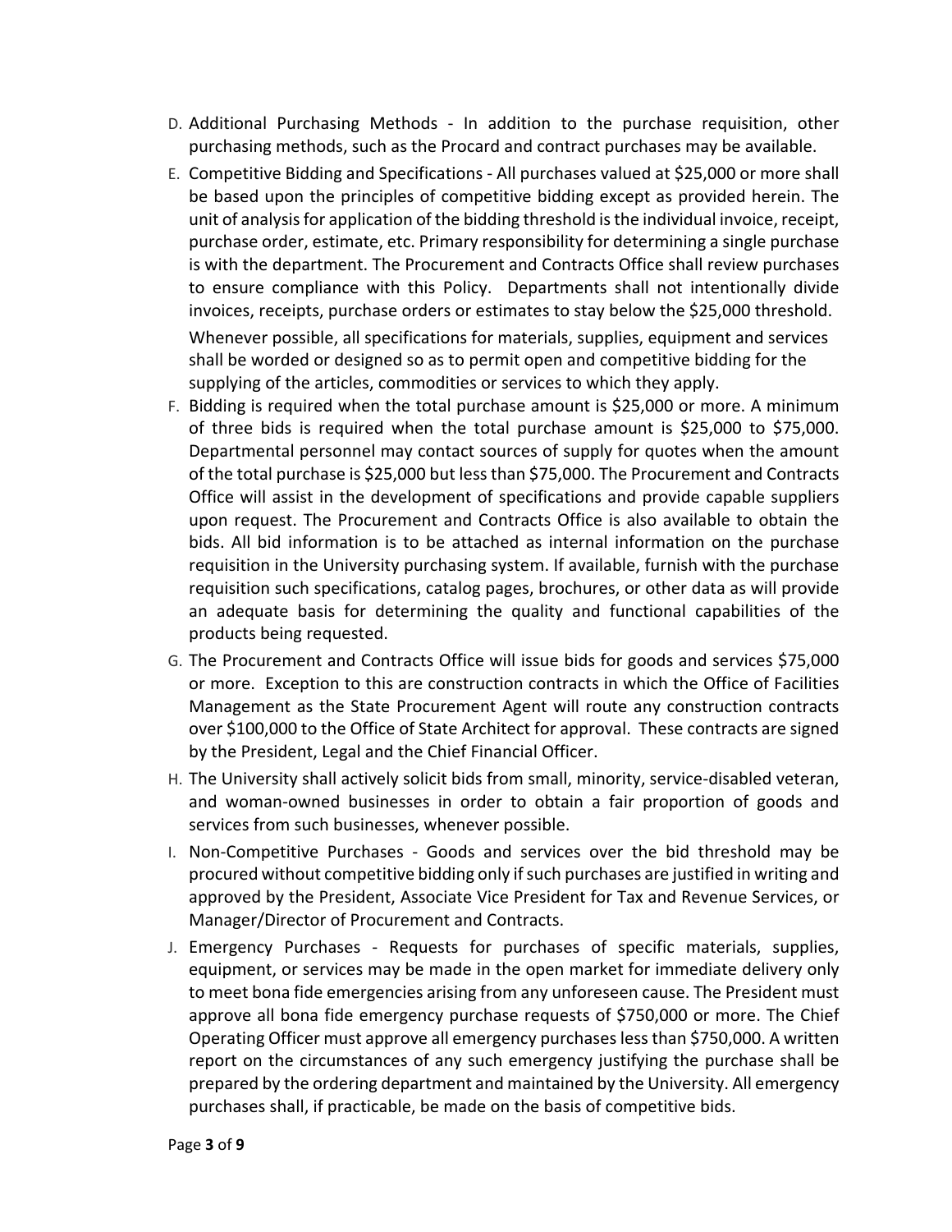D. Additional Purchasing Methods - In addition to the purchase requisition, other purchasing methods, such as the Procard and contract purchases may be available.

E. Competitive Bidding and Specifications - All purchases valued at $25,000 or more shall be based upon the principles of competitive bidding except as provided herein. The unit of analysis for application of the bidding threshold is the individual invoice, receipt, purchase order, estimate, etc. Primary responsibility for determining a single purchase is with the department. The Procurement and Contracts Office shall review purchases to ensure compliance with this Policy. Departments shall not intentionally divide invoices, receipts, purchase orders or estimates to stay below the $25,000 threshold.

   Whenever possible, all specifications for materials, supplies, equipment and services shall be worded or designed so as to permit open and competitive bidding for the supplying of the articles, commodities or services to which they apply.

F. Bidding is required when the total purchase amount is $25,000 or more. A minimum of three bids is required when the total purchase amount is $25,000 to $75,000. Departmental personnel may contact sources of supply for quotes when the amount of the total purchase is $25,000 but less than $75,000. The Procurement and Contracts Office will assist in the development of specifications and provide capable suppliers upon request. The Procurement and Contracts Office is also available to obtain the bids. All bid information is to be attached as internal information on the purchase requisition in the University purchasing system. If available, furnish with the purchase requisition such specifications, catalog pages, brochures, or other data as will provide an adequate basis for determining the quality and functional capabilities of the products being requested.

G. The Procurement and Contracts Office will issue bids for goods and services $75,000 or more. Exception to this are construction contracts in which the Office of Facilities Management as the State Procurement Agent will route any construction contracts over $100,000 to the Office of State Architect for approval. These contracts are signed by the President, Legal and the Chief Financial Officer.

H. The University shall actively solicit bids from small, minority, service-disabled veteran, and woman-owned businesses in order to obtain a fair proportion of goods and services from such businesses, whenever possible.

I. Non-Competitive Purchases - Goods and services over the bid threshold may be procured without competitive bidding only if such purchases are justified in writing and approved by the President, Associate Vice President for Tax and Revenue Services, or Manager/Director of Procurement and Contracts.

J. Emergency Purchases - Requests for purchases of specific materials, supplies, equipment, or services may be made in the open market for immediate delivery only to meet bona fide emergencies arising from any unforeseen cause. The President must approve all bona fide emergency purchase requests of $750,000 or more. The Chief Operating Officer must approve all emergency purchases less than $750,000. A written report on the circumstances of any such emergency justifying the purchase shall be prepared by the ordering department and maintained by the University. All emergency purchases shall, if practicable, be made on the basis of competitive bids.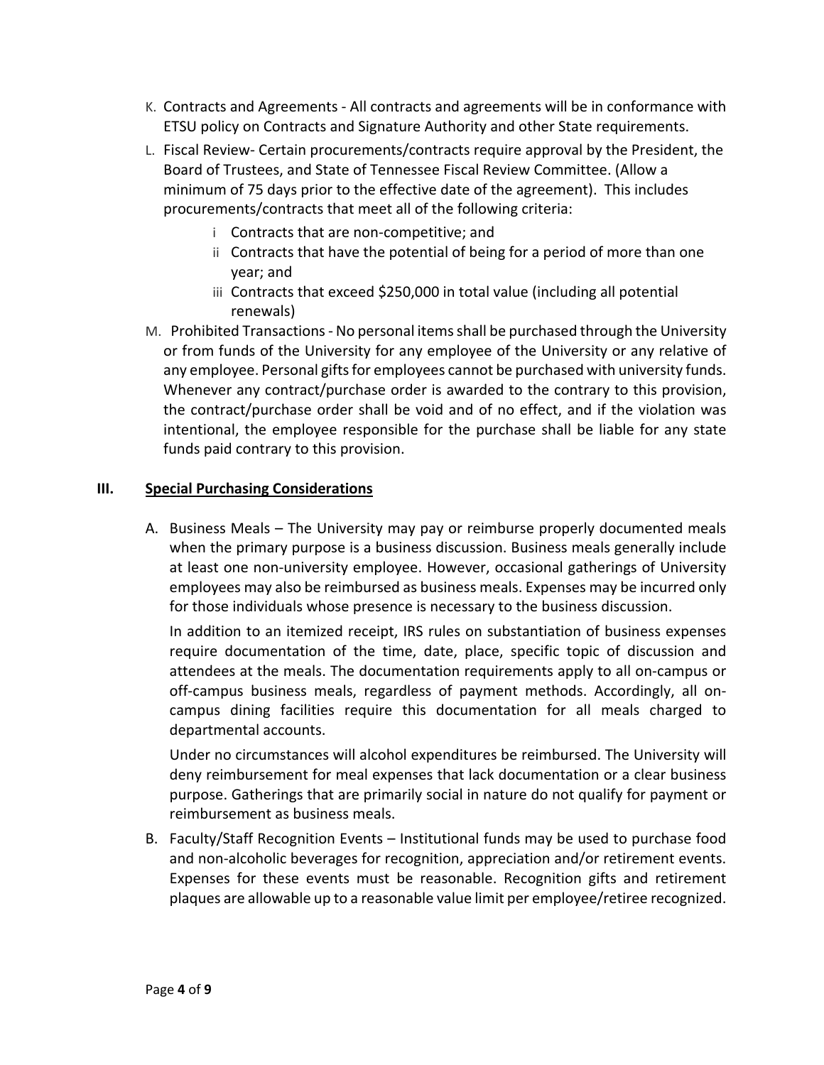K. Contracts and Agreements - All contracts and agreements will be in conformance with ETSU policy on Contracts and Signature Authority and other State requirements.

L. Fiscal Review- Certain procurements/contracts require approval by the President, the Board of Trustees, and State of Tennessee Fiscal Review Committee. (Allow a minimum of 75 days prior to the effective date of the agreement). This includes procurements/contracts that meet all of the following criteria:

   i Contracts that are non-competitive; and
   
   ii Contracts that have the potential of being for a period of more than one year; and
   
   iii Contracts that exceed $250,000 in total value (including all potential renewals)

M. Prohibited Transactions - No personal items shall be purchased through the University or from funds of the University for any employee of the University or any relative of any employee. Personal gifts for employees cannot be purchased with university funds. Whenever any contract/purchase order is awarded to the contrary to this provision, the contract/purchase order shall be void and of no effect, and if the violation was intentional, the employee responsible for the purchase shall be liable for any state funds paid contrary to this provision.

## III. Special Purchasing Considerations

A. Business Meals – The University may pay or reimburse properly documented meals when the primary purpose is a business discussion. Business meals generally include at least one non-university employee. However, occasional gatherings of University employees may also be reimbursed as business meals. Expenses may be incurred only for those individuals whose presence is necessary to the business discussion.

   In addition to an itemized receipt, IRS rules on substantiation of business expenses require documentation of the time, date, place, specific topic of discussion and attendees at the meals. The documentation requirements apply to all on-campus or off-campus business meals, regardless of payment methods. Accordingly, all on-campus dining facilities require this documentation for all meals charged to departmental accounts.

   Under no circumstances will alcohol expenditures be reimbursed. The University will deny reimbursement for meal expenses that lack documentation or a clear business purpose. Gatherings that are primarily social in nature do not qualify for payment or reimbursement as business meals.

B. Faculty/Staff Recognition Events – Institutional funds may be used to purchase food and non-alcoholic beverages for recognition, appreciation and/or retirement events. Expenses for these events must be reasonable. Recognition gifts and retirement plaques are allowable up to a reasonable value limit per employee/retiree recognized.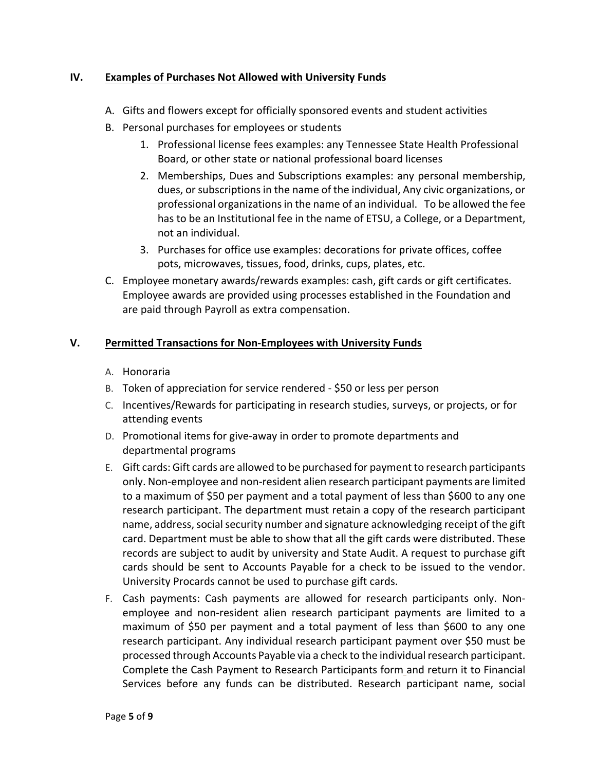## IV. Examples of Purchases Not Allowed with University Funds

A. Gifts and flowers except for officially sponsored events and student activities

B. Personal purchases for employees or students

1. Professional license fees examples: any Tennessee State Health Professional Board, or other state or national professional board licenses
2. Memberships, Dues and Subscriptions examples: any personal membership, dues, or subscriptions in the name of the individual, Any civic organizations, or professional organizations in the name of an individual. To be allowed the fee has to be an Institutional fee in the name of ETSU, a College, or a Department, not an individual.
3. Purchases for office use examples: decorations for private offices, coffee pots, microwaves, tissues, food, drinks, cups, plates, etc.

C. Employee monetary awards/rewards examples: cash, gift cards or gift certificates. Employee awards are provided using processes established in the Foundation and are paid through Payroll as extra compensation.

## V. Permitted Transactions for Non-Employees with University Funds

A. Honoraria

B. Token of appreciation for service rendered - $50 or less per person

C. Incentives/Rewards for participating in research studies, surveys, or projects, or for attending events

D. Promotional items for give-away in order to promote departments and departmental programs

E. Gift cards: Gift cards are allowed to be purchased for payment to research participants only. Non-employee and non-resident alien research participant payments are limited to a maximum of $50 per payment and a total payment of less than $600 to any one research participant. The department must retain a copy of the research participant name, address, social security number and signature acknowledging receipt of the gift card. Department must be able to show that all the gift cards were distributed. These records are subject to audit by university and State Audit. A request to purchase gift cards should be sent to Accounts Payable for a check to be issued to the vendor. University Procards cannot be used to purchase gift cards.

F. Cash payments: Cash payments are allowed for research participants only. Non-employee and non-resident alien research participant payments are limited to a maximum of $50 per payment and a total payment of less than $600 to any one research participant. Any individual research participant payment over $50 must be processed through Accounts Payable via a check to the individual research participant. Complete the Cash Payment to Research Participants form and return it to Financial Services before any funds can be distributed. Research participant name, social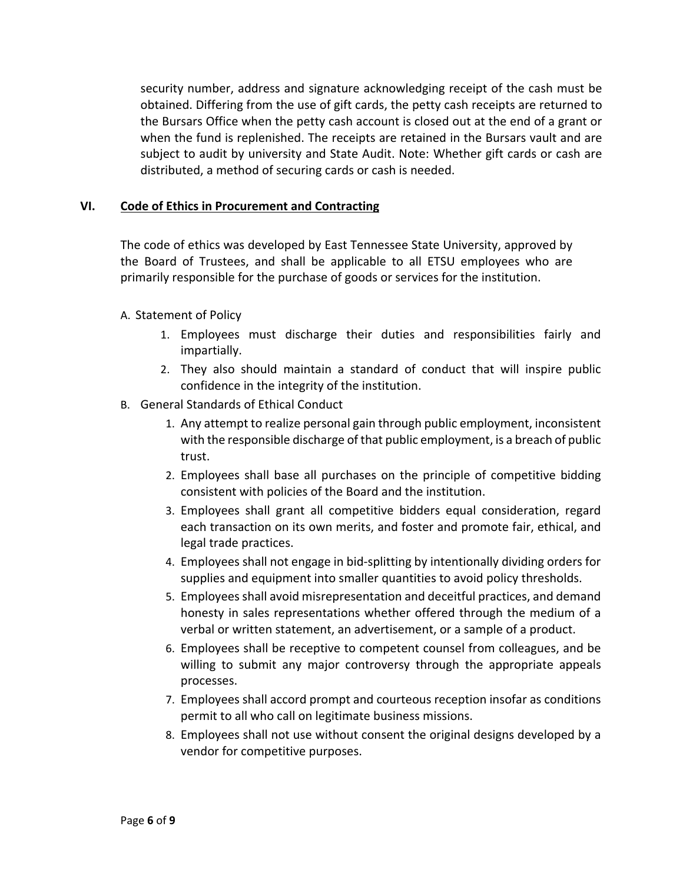security number, address and signature acknowledging receipt of the cash must be obtained. Differing from the use of gift cards, the petty cash receipts are returned to the Bursars Office when the petty cash account is closed out at the end of a grant or when the fund is replenished. The receipts are retained in the Bursars vault and are subject to audit by university and State Audit. Note: Whether gift cards or cash are distributed, a method of securing cards or cash is needed.

## VI. Code of Ethics in Procurement and Contracting

The code of ethics was developed by East Tennessee State University, approved by the Board of Trustees, and shall be applicable to all ETSU employees who are primarily responsible for the purchase of goods or services for the institution.

A. Statement of Policy

1. Employees must discharge their duties and responsibilities fairly and impartially.
2. They also should maintain a standard of conduct that will inspire public confidence in the integrity of the institution.

B. General Standards of Ethical Conduct

1. Any attempt to realize personal gain through public employment, inconsistent with the responsible discharge of that public employment, is a breach of public trust.
2. Employees shall base all purchases on the principle of competitive bidding consistent with policies of the Board and the institution.
3. Employees shall grant all competitive bidders equal consideration, regard each transaction on its own merits, and foster and promote fair, ethical, and legal trade practices.
4. Employees shall not engage in bid-splitting by intentionally dividing orders for supplies and equipment into smaller quantities to avoid policy thresholds.
5. Employees shall avoid misrepresentation and deceitful practices, and demand honesty in sales representations whether offered through the medium of a verbal or written statement, an advertisement, or a sample of a product.
6. Employees shall be receptive to competent counsel from colleagues, and be willing to submit any major controversy through the appropriate appeals processes.
7. Employees shall accord prompt and courteous reception insofar as conditions permit to all who call on legitimate business missions.
8. Employees shall not use without consent the original designs developed by a vendor for competitive purposes.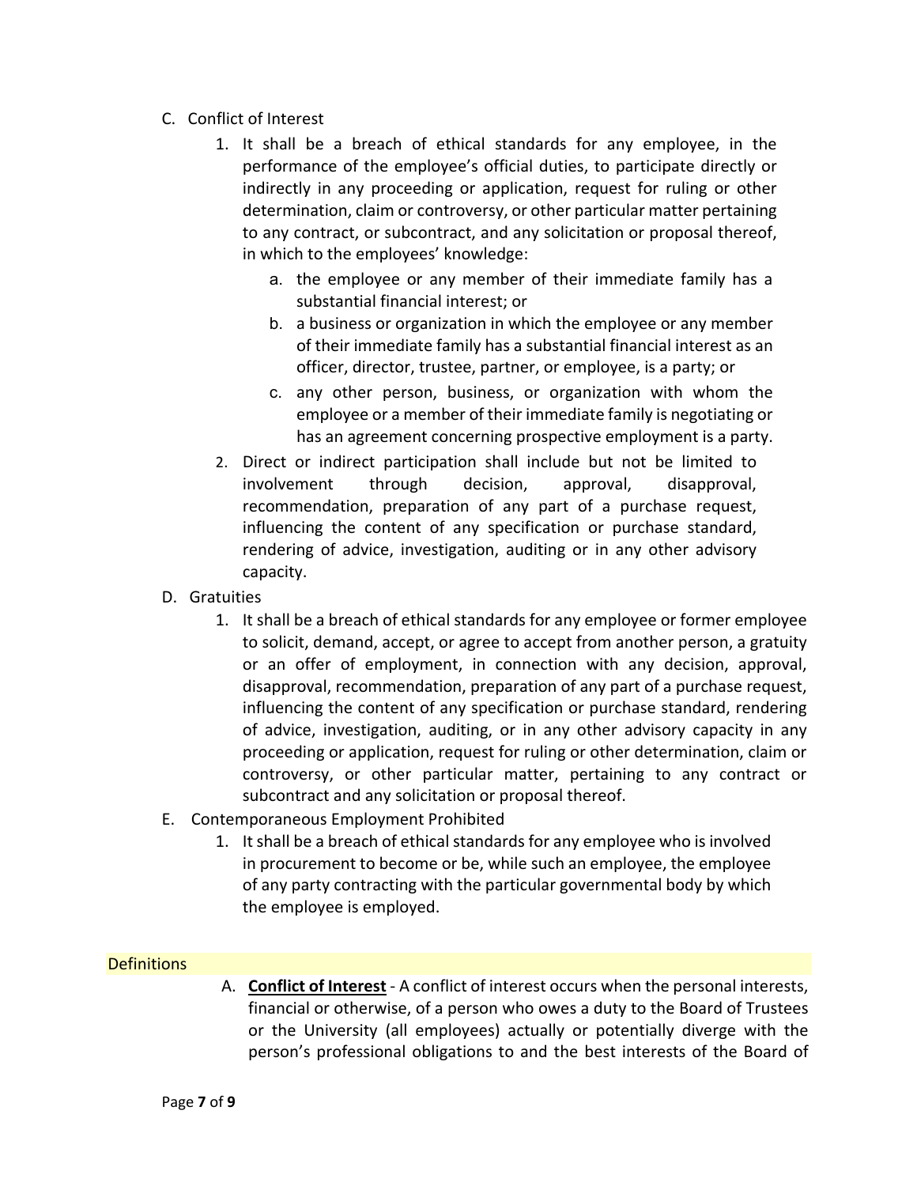C. Conflict of Interest

1. It shall be a breach of ethical standards for any employee, in the performance of the employee's official duties, to participate directly or indirectly in any proceeding or application, request for ruling or other determination, claim or controversy, or other particular matter pertaining to any contract, or subcontract, and any solicitation or proposal thereof, in which to the employees' knowledge:
   a. the employee or any member of their immediate family has a substantial financial interest; or
   b. a business or organization in which the employee or any member of their immediate family has a substantial financial interest as an officer, director, trustee, partner, or employee, is a party; or
   c. any other person, business, or organization with whom the employee or a member of their immediate family is negotiating or has an agreement concerning prospective employment is a party.
2. Direct or indirect participation shall include but not be limited to involvement through decision, approval, disapproval, recommendation, preparation of any part of a purchase request, influencing the content of any specification or purchase standard, rendering of advice, investigation, auditing or in any other advisory capacity.

D. Gratuities

1. It shall be a breach of ethical standards for any employee or former employee to solicit, demand, accept, or agree to accept from another person, a gratuity or an offer of employment, in connection with any decision, approval, disapproval, recommendation, preparation of any part of a purchase request, influencing the content of any specification or purchase standard, rendering of advice, investigation, auditing, or in any other advisory capacity in any proceeding or application, request for ruling or other determination, claim or controversy, or other particular matter, pertaining to any contract or subcontract and any solicitation or proposal thereof.

E. Contemporaneous Employment Prohibited

1. It shall be a breach of ethical standards for any employee who is involved in procurement to become or be, while such an employee, the employee of any party contracting with the particular governmental body by which the employee is employed.

## Definitions

A. **Conflict of Interest** - A conflict of interest occurs when the personal interests, financial or otherwise, of a person who owes a duty to the Board of Trustees or the University (all employees) actually or potentially diverge with the person's professional obligations to and the best interests of the Board of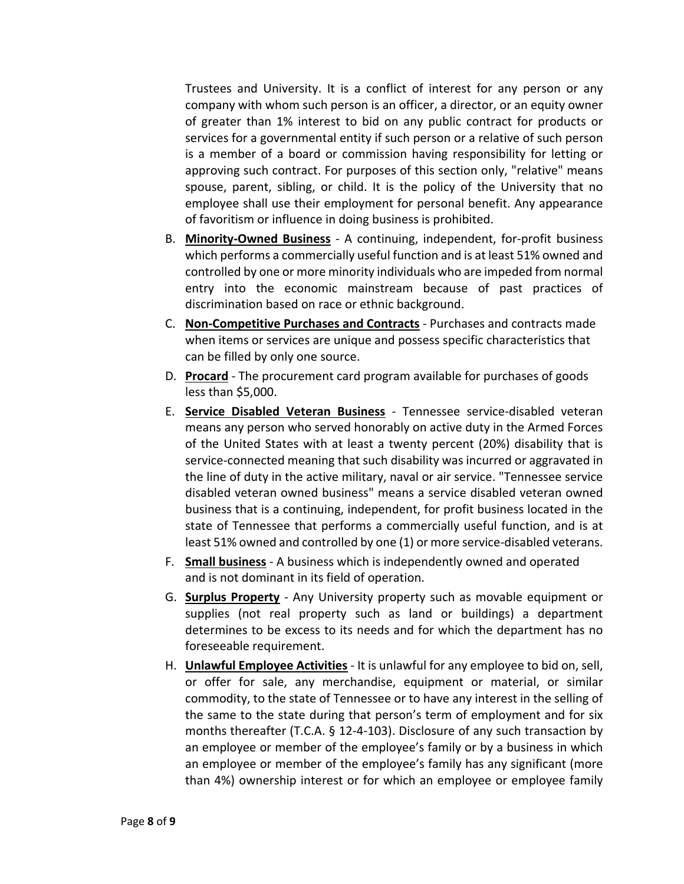Trustees and University. It is a conflict of interest for any person or any company with whom such person is an officer, a director, or an equity owner of greater than 1% interest to bid on any public contract for products or services for a governmental entity if such person or a relative of such person is a member of a board or commission having responsibility for letting or approving such contract. For purposes of this section only, "relative" means spouse, parent, sibling, or child. It is the policy of the University that no employee shall use their employment for personal benefit. Any appearance of favoritism or influence in doing business is prohibited.

B. **Minority-Owned Business** - A continuing, independent, for-profit business which performs a commercially useful function and is at least 51% owned and controlled by one or more minority individuals who are impeded from normal entry into the economic mainstream because of past practices of discrimination based on race or ethnic background.

C. **Non-Competitive Purchases and Contracts** - Purchases and contracts made when items or services are unique and possess specific characteristics that can be filled by only one source.

D. **Procard** - The procurement card program available for purchases of goods less than $5,000.

E. **Service Disabled Veteran Business** - Tennessee service-disabled veteran means any person who served honorably on active duty in the Armed Forces of the United States with at least a twenty percent (20%) disability that is service-connected meaning that such disability was incurred or aggravated in the line of duty in the active military, naval or air service. "Tennessee service disabled veteran owned business" means a service disabled veteran owned business that is a continuing, independent, for profit business located in the state of Tennessee that performs a commercially useful function, and is at least 51% owned and controlled by one (1) or more service-disabled veterans.

F. **Small business** - A business which is independently owned and operated and is not dominant in its field of operation.

G. **Surplus Property** - Any University property such as movable equipment or supplies (not real property such as land or buildings) a department determines to be excess to its needs and for which the department has no foreseeable requirement.

H. **Unlawful Employee Activities** - It is unlawful for any employee to bid on, sell, or offer for sale, any merchandise, equipment or material, or similar commodity, to the state of Tennessee or to have any interest in the selling of the same to the state during that person's term of employment and for six months thereafter (T.C.A. § 12-4-103). Disclosure of any such transaction by an employee or member of the employee's family or by a business in which an employee or member of the employee's family has any significant (more than 4%) ownership interest or for which an employee or employee family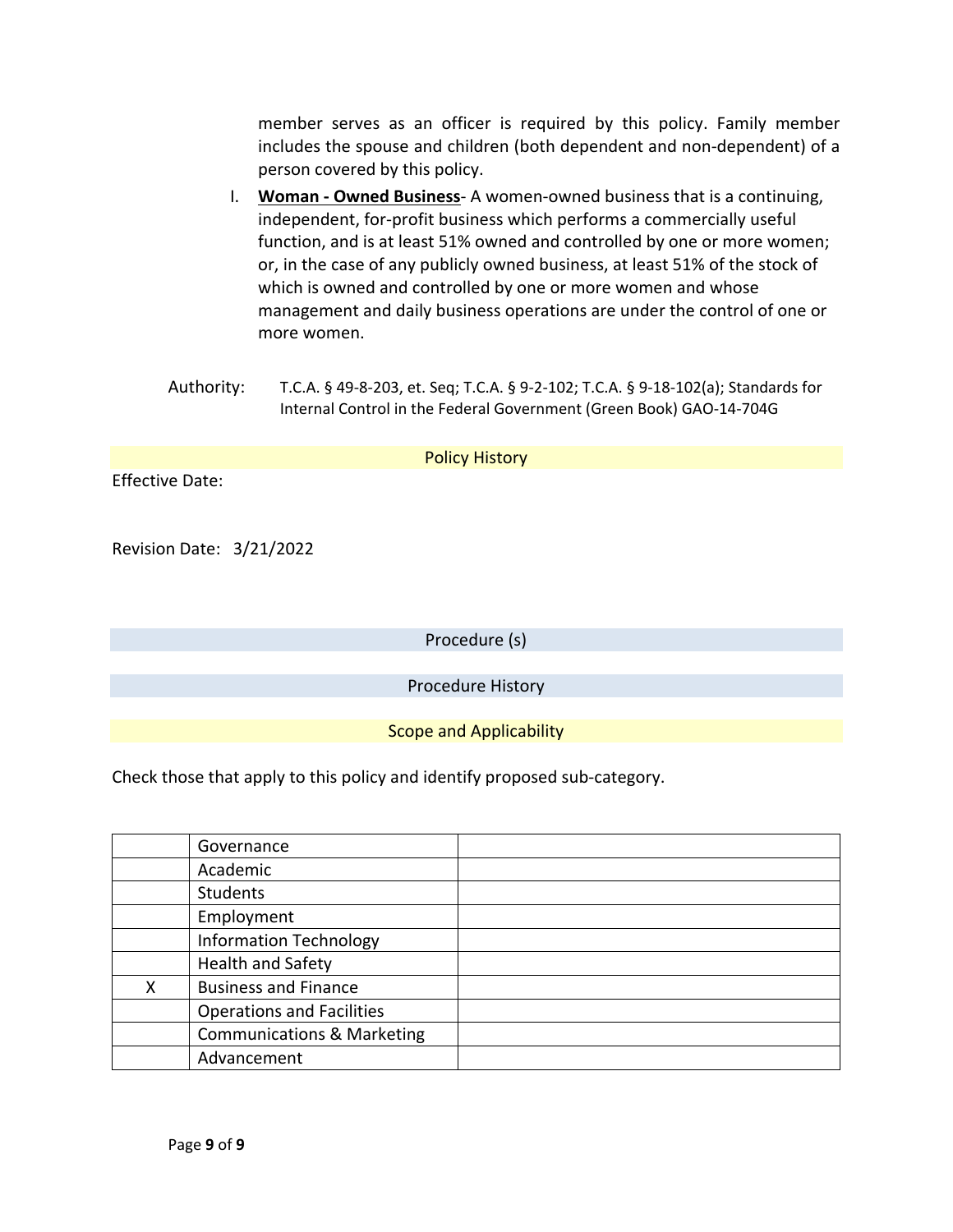member serves as an officer is required by this policy. Family member includes the spouse and children (both dependent and non-dependent) of a person covered by this policy.

I. **Woman - Owned Business**- A women-owned business that is a continuing, independent, for-profit business which performs a commercially useful function, and is at least 51% owned and controlled by one or more women; or, in the case of any publicly owned business, at least 51% of the stock of which is owned and controlled by one or more women and whose management and daily business operations are under the control of one or more women.

Authority: T.C.A. § 49-8-203, et. Seq; T.C.A. § 9-2-102; T.C.A. § 9-18-102(a); Standards for Internal Control in the Federal Government (Green Book) GAO-14-704G

## Policy History

Effective Date:

Revision Date: 3/21/2022

## Procedure (s)

## Procedure History

## Scope and Applicability

Check those that apply to this policy and identify proposed sub-category.

| | | |
|---|---|---|
| | Governance | |
| | Academic | |
| | Students | |
| | Employment | |
| | Information Technology | |
| | Health and Safety | |
| X | Business and Finance | |
| | Operations and Facilities | |
| | Communications & Marketing | |
| | Advancement | |